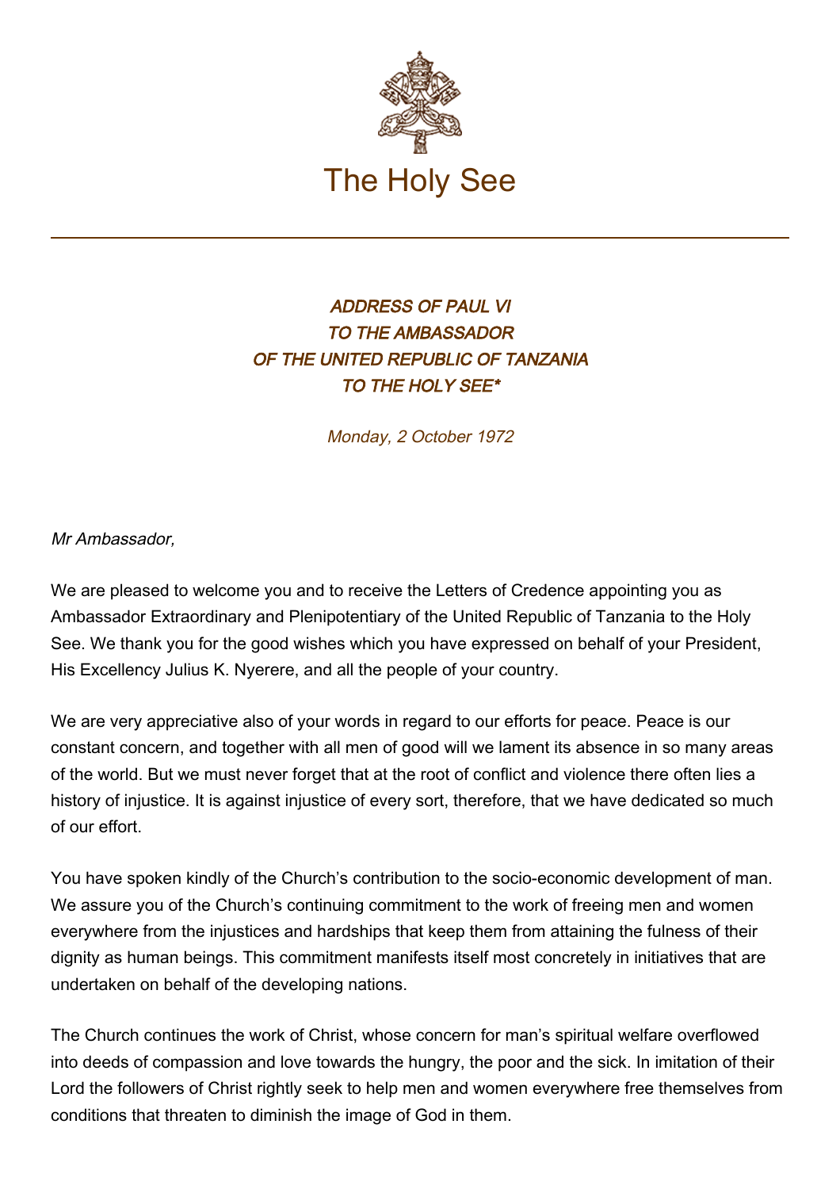# The Holy See

***ADDRESS OF PAUL VI TO THE AMBASSADOR OF THE UNITED REPUBLIC OF TANZANIA TO THE HOLY SEE****

*Monday, 2 October 1972*

*Mr Ambassador,*

We are pleased to welcome you and to receive the Letters of Credence appointing you as Ambassador Extraordinary and Plenipotentiary of the United Republic of Tanzania to the Holy See. We thank you for the good wishes which you have expressed on behalf of your President, His Excellency Julius K. Nyerere, and all the people of your country.

We are very appreciative also of your words in regard to our efforts for peace. Peace is our constant concern, and together with all men of good will we lament its absence in so many areas of the world. But we must never forget that at the root of conflict and violence there often lies a history of injustice. It is against injustice of every sort, therefore, that we have dedicated so much of our effort.

You have spoken kindly of the Church's contribution to the socio-economic development of man. We assure you of the Church's continuing commitment to the work of freeing men and women everywhere from the injustices and hardships that keep them from attaining the fulness of their dignity as human beings. This commitment manifests itself most concretely in initiatives that are undertaken on behalf of the developing nations.

The Church continues the work of Christ, whose concern for man's spiritual welfare overflowed into deeds of compassion and love towards the hungry, the poor and the sick. In imitation of their Lord the followers of Christ rightly seek to help men and women everywhere free themselves from conditions that threaten to diminish the image of God in them.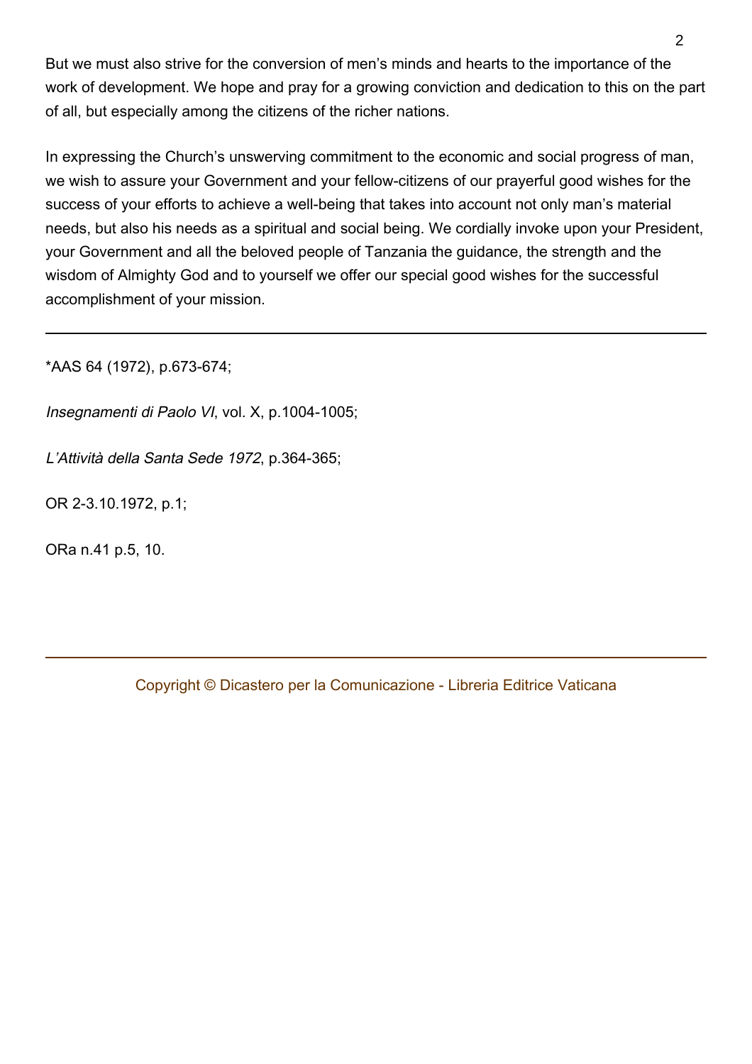But we must also strive for the conversion of men’s minds and hearts to the importance of the work of development. We hope and pray for a growing conviction and dedication to this on the part of all, but especially among the citizens of the richer nations.

In expressing the Church’s unswerving commitment to the economic and social progress of man, we wish to assure your Government and your fellow-citizens of our prayerful good wishes for the success of your efforts to achieve a well-being that takes into account not only man’s material needs, but also his needs as a spiritual and social being. We cordially invoke upon your President, your Government and all the beloved people of Tanzania the guidance, the strength and the wisdom of Almighty God and to yourself we offer our special good wishes for the successful accomplishment of your mission.

---

*AAS 64 (1972), p.673-674;

*Insegnamenti di Paolo VI*, vol. X, p.1004-1005;

*L’Attività della Santa Sede 1972*, p.364-365;

OR 2-3.10.1972, p.1;

ORa n.41 p.5, 10.

---

Copyright © Dicastero per la Comunicazione - Libreria Editrice Vaticana